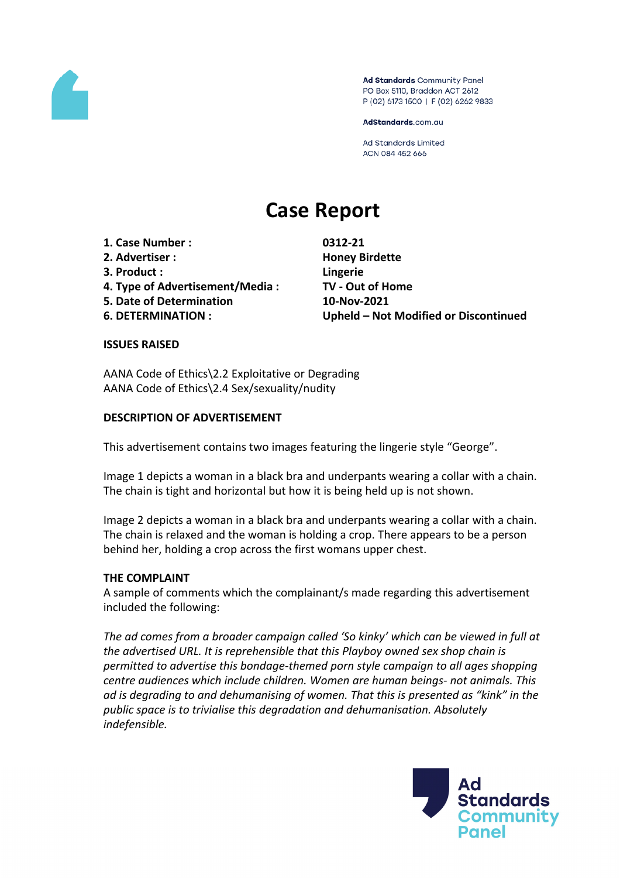Ad Standards Community Panel
PO Box 5110, Braddon ACT 2612
P (02) 6173 1500 | F (02) 6262 9833

AdStandards.com.au

Ad Standards Limited
ACN 084 452 666

# Case Report

| | |
|---|---|
| **1. Case Number :** | **0312-21** |
| **2. Advertiser :** | **Honey Birdette** |
| **3. Product :** | **Lingerie** |
| **4. Type of Advertisement/Media :** | **TV - Out of Home** |
| **5. Date of Determination** | **10-Nov-2021** |
| **6. DETERMINATION :** | **Upheld – Not Modified or Discontinued** |

**ISSUES RAISED**

AANA Code of Ethics\2.2 Exploitative or Degrading
AANA Code of Ethics\2.4 Sex/sexuality/nudity

**DESCRIPTION OF ADVERTISEMENT**

This advertisement contains two images featuring the lingerie style "George".

Image 1 depicts a woman in a black bra and underpants wearing a collar with a chain. The chain is tight and horizontal but how it is being held up is not shown.

Image 2 depicts a woman in a black bra and underpants wearing a collar with a chain. The chain is relaxed and the woman is holding a crop. There appears to be a person behind her, holding a crop across the first womans upper chest.

**THE COMPLAINT**

A sample of comments which the complainant/s made regarding this advertisement included the following:

*The ad comes from a broader campaign called 'So kinky' which can be viewed in full at the advertised URL. It is reprehensible that this Playboy owned sex shop chain is permitted to advertise this bondage-themed porn style campaign to all ages shopping centre audiences which include children. Women are human beings- not animals. This ad is degrading to and dehumanising of women. That this is presented as "kink" in the public space is to trivialise this degradation and dehumanisation. Absolutely indefensible.*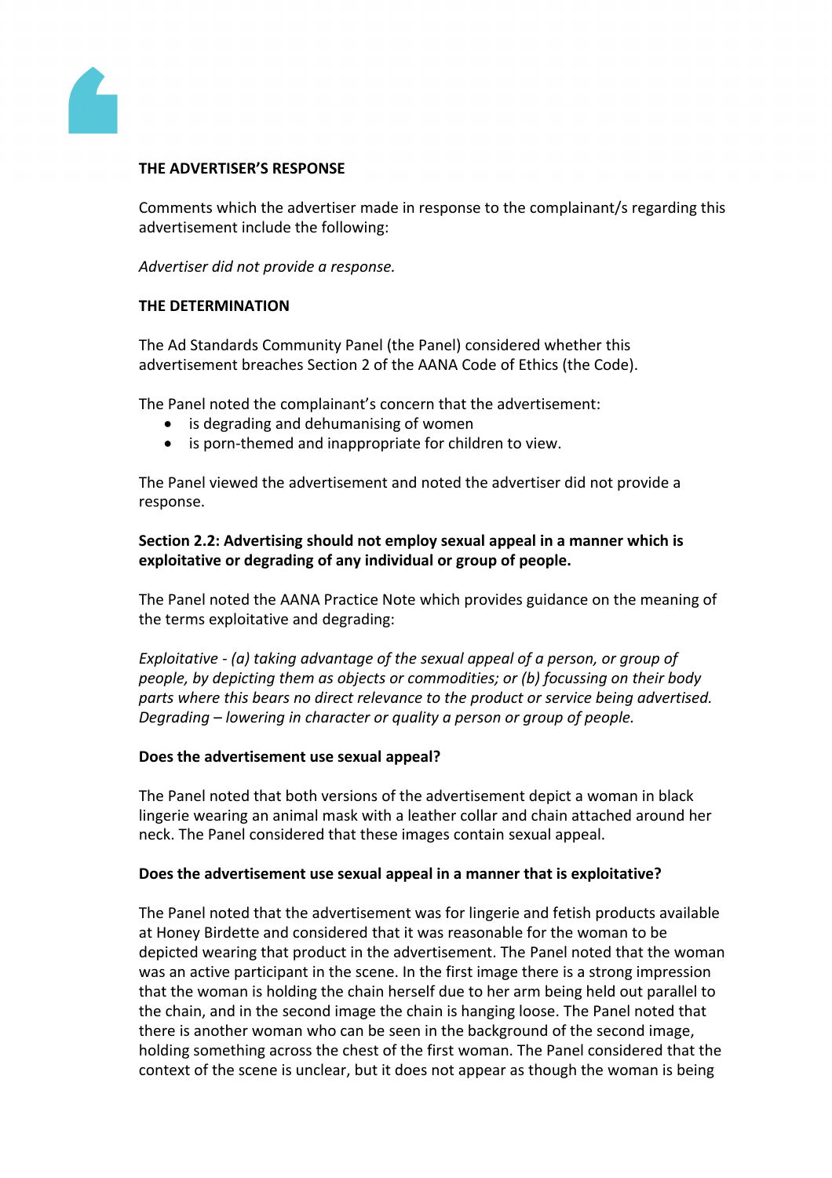**THE ADVERTISER'S RESPONSE**

Comments which the advertiser made in response to the complainant/s regarding this advertisement include the following:

*Advertiser did not provide a response.*

**THE DETERMINATION**

The Ad Standards Community Panel (the Panel) considered whether this advertisement breaches Section 2 of the AANA Code of Ethics (the Code).

The Panel noted the complainant's concern that the advertisement:

- is degrading and dehumanising of women
- is porn-themed and inappropriate for children to view.

The Panel viewed the advertisement and noted the advertiser did not provide a response.

**Section 2.2: Advertising should not employ sexual appeal in a manner which is exploitative or degrading of any individual or group of people.**

The Panel noted the AANA Practice Note which provides guidance on the meaning of the terms exploitative and degrading:

*Exploitative - (a) taking advantage of the sexual appeal of a person, or group of people, by depicting them as objects or commodities; or (b) focussing on their body parts where this bears no direct relevance to the product or service being advertised. Degrading – lowering in character or quality a person or group of people.*

**Does the advertisement use sexual appeal?**

The Panel noted that both versions of the advertisement depict a woman in black lingerie wearing an animal mask with a leather collar and chain attached around her neck. The Panel considered that these images contain sexual appeal.

**Does the advertisement use sexual appeal in a manner that is exploitative?**

The Panel noted that the advertisement was for lingerie and fetish products available at Honey Birdette and considered that it was reasonable for the woman to be depicted wearing that product in the advertisement. The Panel noted that the woman was an active participant in the scene. In the first image there is a strong impression that the woman is holding the chain herself due to her arm being held out parallel to the chain, and in the second image the chain is hanging loose. The Panel noted that there is another woman who can be seen in the background of the second image, holding something across the chest of the first woman. The Panel considered that the context of the scene is unclear, but it does not appear as though the woman is being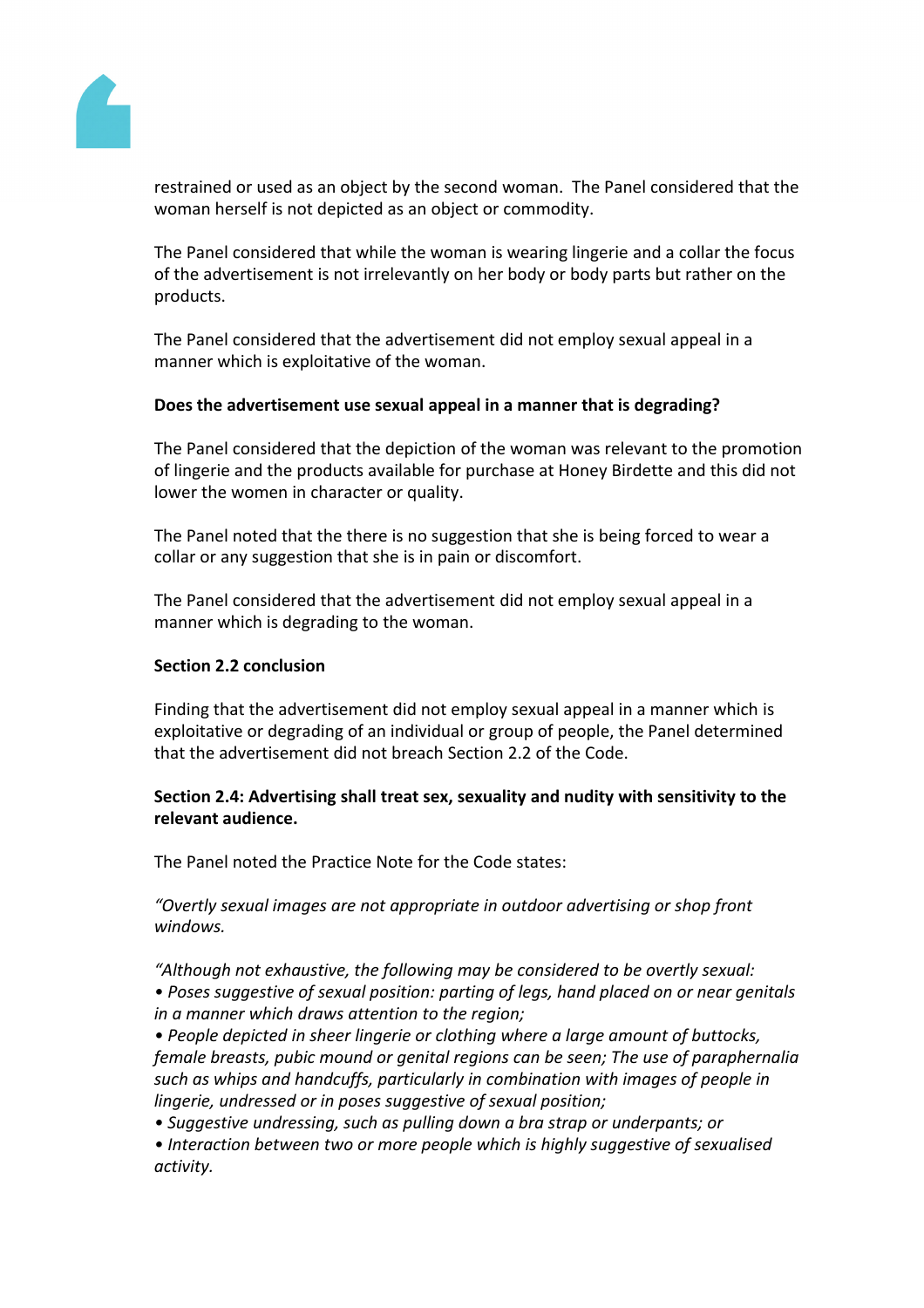restrained or used as an object by the second woman.  The Panel considered that the woman herself is not depicted as an object or commodity.

The Panel considered that while the woman is wearing lingerie and a collar the focus of the advertisement is not irrelevantly on her body or body parts but rather on the products.

The Panel considered that the advertisement did not employ sexual appeal in a manner which is exploitative of the woman.

**Does the advertisement use sexual appeal in a manner that is degrading?**

The Panel considered that the depiction of the woman was relevant to the promotion of lingerie and the products available for purchase at Honey Birdette and this did not lower the women in character or quality.

The Panel noted that the there is no suggestion that she is being forced to wear a collar or any suggestion that she is in pain or discomfort.

The Panel considered that the advertisement did not employ sexual appeal in a manner which is degrading to the woman.

**Section 2.2 conclusion**

Finding that the advertisement did not employ sexual appeal in a manner which is exploitative or degrading of an individual or group of people, the Panel determined that the advertisement did not breach Section 2.2 of the Code.

**Section 2.4: Advertising shall treat sex, sexuality and nudity with sensitivity to the relevant audience.**

The Panel noted the Practice Note for the Code states:

*"Overtly sexual images are not appropriate in outdoor advertising or shop front windows.*

*"Although not exhaustive, the following may be considered to be overtly sexual:*
*• Poses suggestive of sexual position: parting of legs, hand placed on or near genitals in a manner which draws attention to the region;*
*• People depicted in sheer lingerie or clothing where a large amount of buttocks, female breasts, pubic mound or genital regions can be seen; The use of paraphernalia such as whips and handcuffs, particularly in combination with images of people in lingerie, undressed or in poses suggestive of sexual position;*
*• Suggestive undressing, such as pulling down a bra strap or underpants; or*
*• Interaction between two or more people which is highly suggestive of sexualised activity.*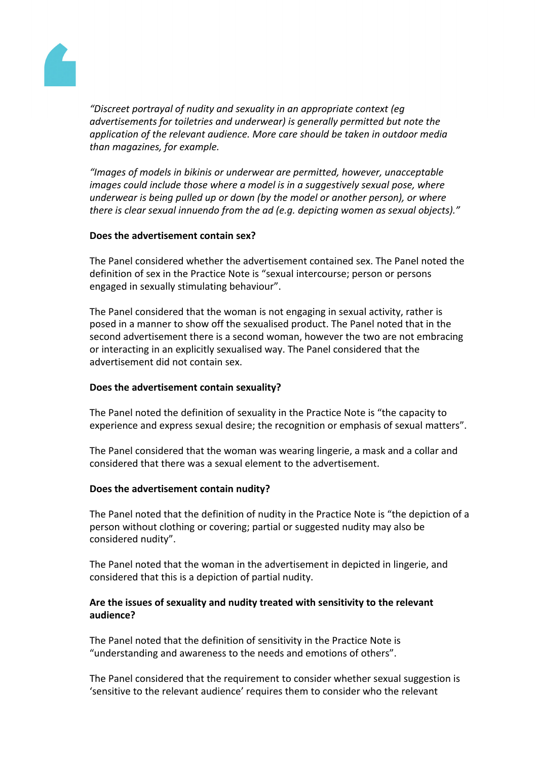*"Discreet portrayal of nudity and sexuality in an appropriate context (eg advertisements for toiletries and underwear) is generally permitted but note the application of the relevant audience. More care should be taken in outdoor media than magazines, for example.*

*"Images of models in bikinis or underwear are permitted, however, unacceptable images could include those where a model is in a suggestively sexual pose, where underwear is being pulled up or down (by the model or another person), or where there is clear sexual innuendo from the ad (e.g. depicting women as sexual objects)."*

**Does the advertisement contain sex?**

The Panel considered whether the advertisement contained sex. The Panel noted the definition of sex in the Practice Note is "sexual intercourse; person or persons engaged in sexually stimulating behaviour".

The Panel considered that the woman is not engaging in sexual activity, rather is posed in a manner to show off the sexualised product. The Panel noted that in the second advertisement there is a second woman, however the two are not embracing or interacting in an explicitly sexualised way. The Panel considered that the advertisement did not contain sex.

**Does the advertisement contain sexuality?**

The Panel noted the definition of sexuality in the Practice Note is "the capacity to experience and express sexual desire; the recognition or emphasis of sexual matters".

The Panel considered that the woman was wearing lingerie, a mask and a collar and considered that there was a sexual element to the advertisement.

**Does the advertisement contain nudity?**

The Panel noted that the definition of nudity in the Practice Note is "the depiction of a person without clothing or covering; partial or suggested nudity may also be considered nudity".

The Panel noted that the woman in the advertisement in depicted in lingerie, and considered that this is a depiction of partial nudity.

**Are the issues of sexuality and nudity treated with sensitivity to the relevant audience?**

The Panel noted that the definition of sensitivity in the Practice Note is "understanding and awareness to the needs and emotions of others".

The Panel considered that the requirement to consider whether sexual suggestion is 'sensitive to the relevant audience' requires them to consider who the relevant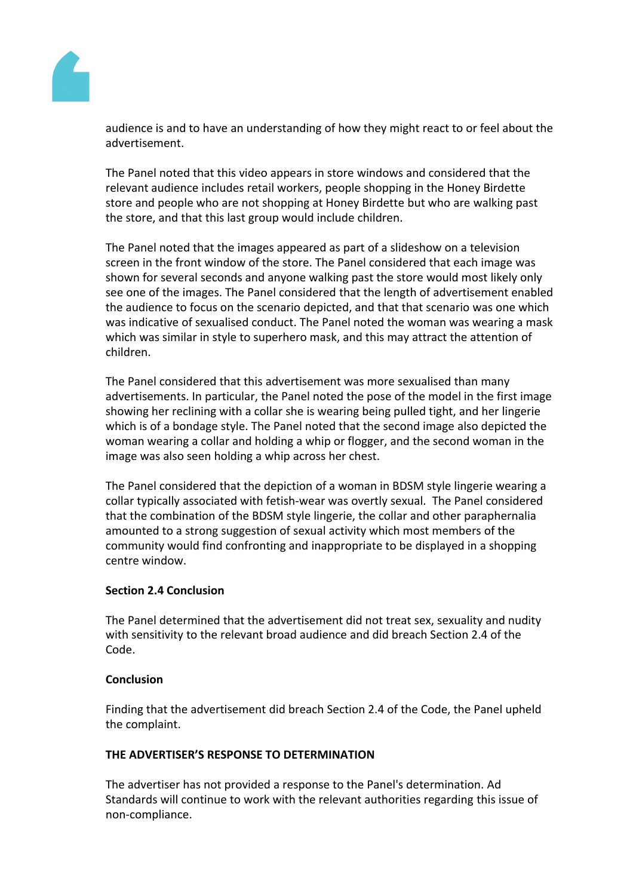audience is and to have an understanding of how they might react to or feel about the advertisement.

The Panel noted that this video appears in store windows and considered that the relevant audience includes retail workers, people shopping in the Honey Birdette store and people who are not shopping at Honey Birdette but who are walking past the store, and that this last group would include children.

The Panel noted that the images appeared as part of a slideshow on a television screen in the front window of the store. The Panel considered that each image was shown for several seconds and anyone walking past the store would most likely only see one of the images. The Panel considered that the length of advertisement enabled the audience to focus on the scenario depicted, and that that scenario was one which was indicative of sexualised conduct. The Panel noted the woman was wearing a mask which was similar in style to superhero mask, and this may attract the attention of children.

The Panel considered that this advertisement was more sexualised than many advertisements. In particular, the Panel noted the pose of the model in the first image showing her reclining with a collar she is wearing being pulled tight, and her lingerie which is of a bondage style. The Panel noted that the second image also depicted the woman wearing a collar and holding a whip or flogger, and the second woman in the image was also seen holding a whip across her chest.

The Panel considered that the depiction of a woman in BDSM style lingerie wearing a collar typically associated with fetish-wear was overtly sexual. The Panel considered that the combination of the BDSM style lingerie, the collar and other paraphernalia amounted to a strong suggestion of sexual activity which most members of the community would find confronting and inappropriate to be displayed in a shopping centre window.

**Section 2.4 Conclusion**

The Panel determined that the advertisement did not treat sex, sexuality and nudity with sensitivity to the relevant broad audience and did breach Section 2.4 of the Code.

**Conclusion**

Finding that the advertisement did breach Section 2.4 of the Code, the Panel upheld the complaint.

**THE ADVERTISER'S RESPONSE TO DETERMINATION**

The advertiser has not provided a response to the Panel's determination. Ad Standards will continue to work with the relevant authorities regarding this issue of non-compliance.